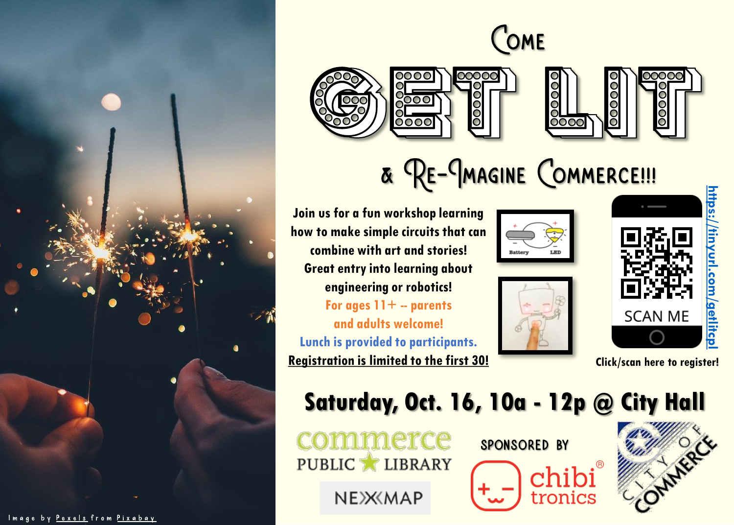# Come GET LIT & Re-Imagine Commerce!!!

Join us for a fun workshop learning how to make simple circuits that can combine with art and stories! Great entry into learning about engineering or robotics!

For ages 11+ -- parents and adults welcome!

Lunch is provided to participants.

**Registration is limited to the first 30!**

Battery LED

SCAN ME

https://tinyurl.com/getlitcpl

Click/scan here to register!

## Saturday, Oct. 16, 10a - 12p @ City Hall

commerce PUBLIC LIBRARY

NEXMAP

SPONSORED BY

chibi tronics

CITY OF COMMERCE

Image by Pexels from Pixabay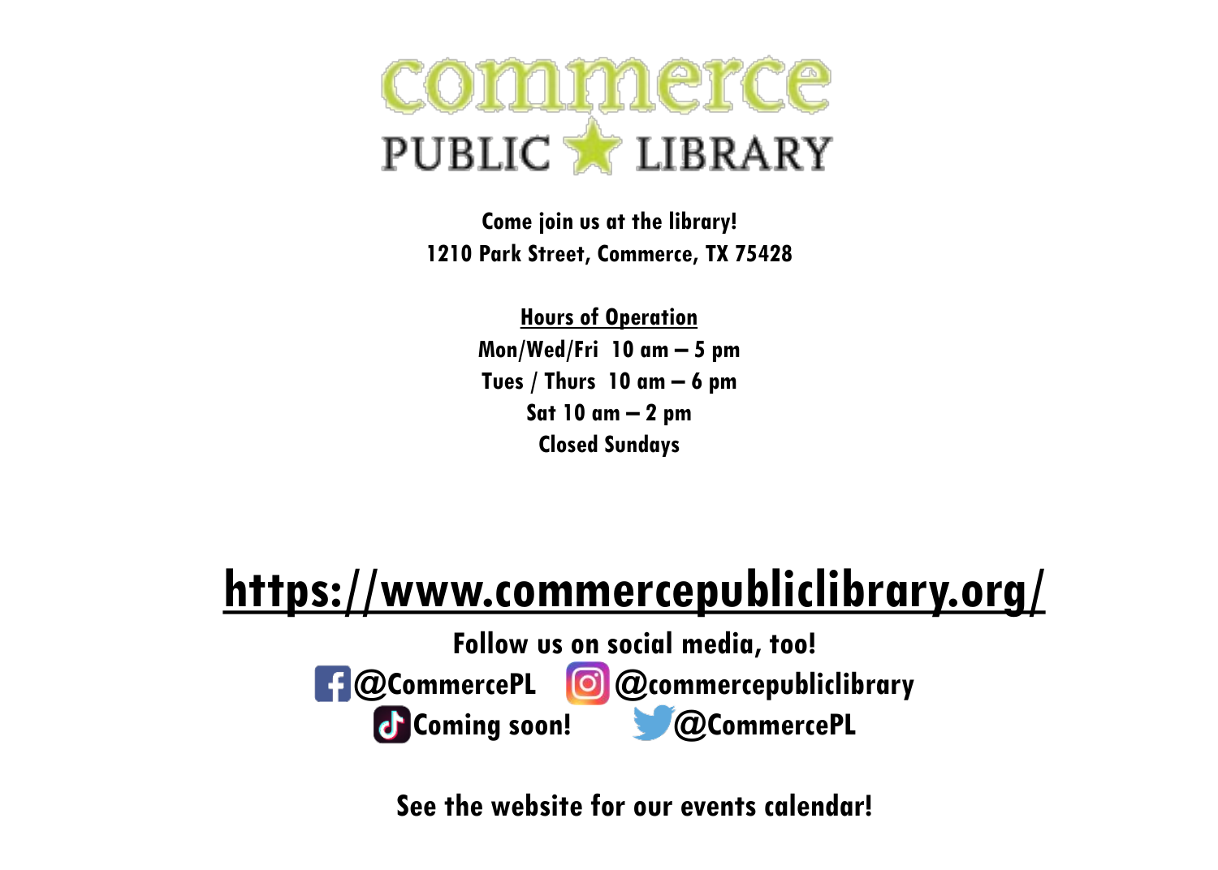# commerce PUBLIC LIBRARY

**Come join us at the library!**
**1210 Park Street, Commerce, TX 75428**

**Hours of Operation**
**Mon/Wed/Fri 10 am – 5 pm**
**Tues / Thurs 10 am – 6 pm**
**Sat 10 am – 2 pm**
**Closed Sundays**

## https://www.commercepubliclibrary.org/

**Follow us on social media, too!**

**@CommercePL** **@commercepubliclibrary**
**Coming soon!** **@CommercePL**

**See the website for our events calendar!**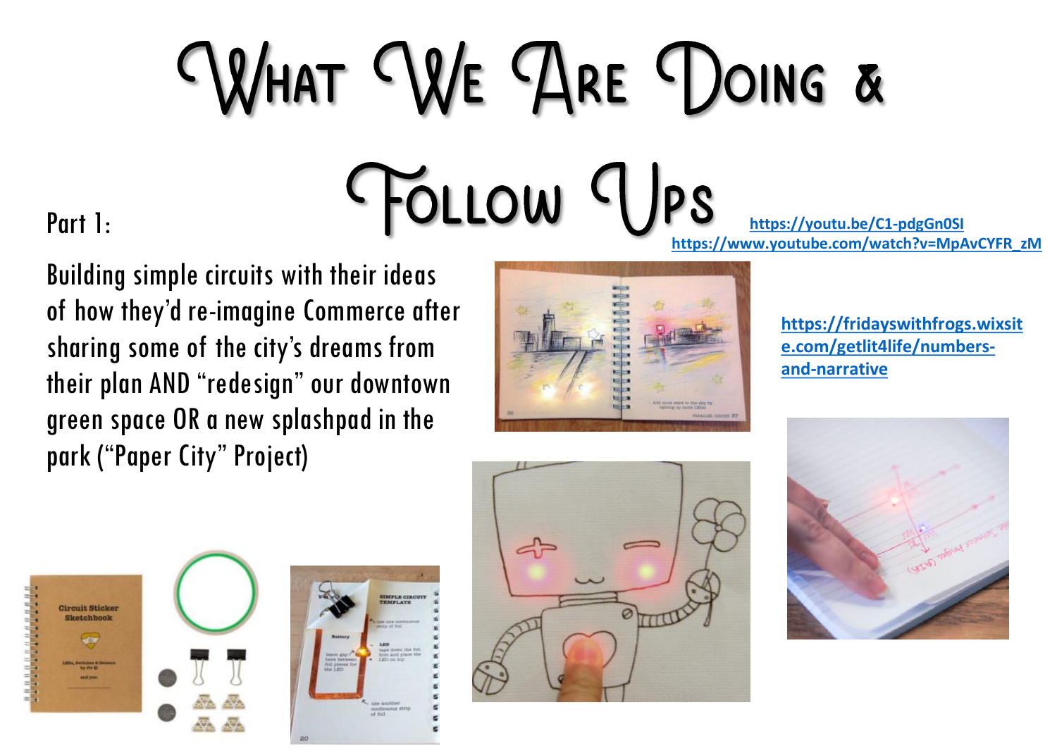# What We Are Doing & Follow Ups

Part 1:

https://youtu.be/C1-pdgGn0SI
https://www.youtube.com/watch?v=MpAvCYFR_zM

Building simple circuits with their ideas of how they'd re-imagine Commerce after sharing some of the city's dreams from their plan AND "redesign" our downtown green space OR a new splashpad in the park ("Paper City" Project)

https://fridayswithfrogs.wixsite.com/getlit4life/numbers-and-narrative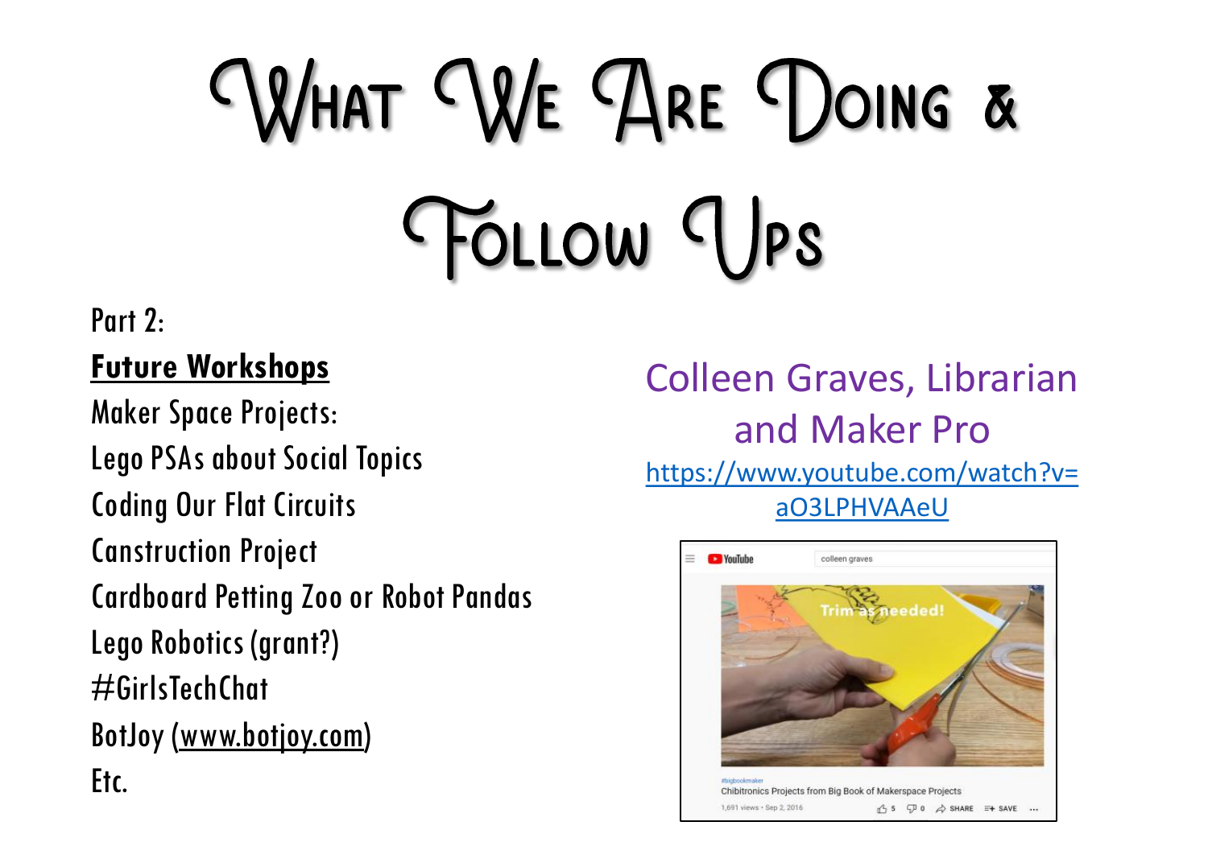# What We Are Doing & Follow Ups

Part 2:

**Future Workshops**

Maker Space Projects:

Lego PSAs about Social Topics

Coding Our Flat Circuits

Canstruction Project

Cardboard Petting Zoo or Robot Pandas

Lego Robotics (grant?)

#GirlsTechChat

BotJoy (www.botjoy.com)

Etc.

Colleen Graves, Librarian and Maker Pro

https://www.youtube.com/watch?v=aO3LPHVAAeU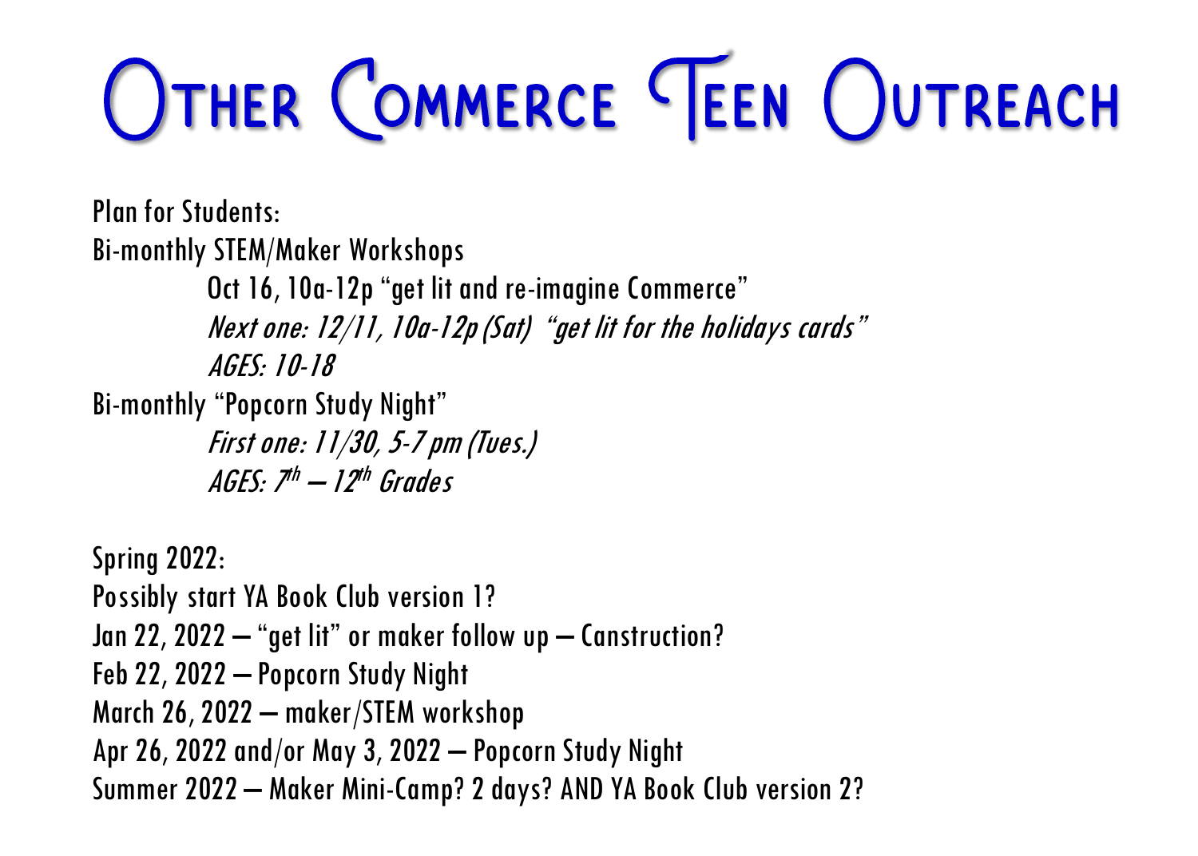# Other Commerce Teen Outreach

Plan for Students:

Bi-monthly STEM/Maker Workshops

- Oct 16, 10a-12p "get lit and re-imagine Commerce"
- *Next one: 12/11, 10a-12p (Sat) "get lit for the holidays cards"*
- *AGES: 10-18*

Bi-monthly "Popcorn Study Night"

- *First one: 11/30, 5-7 pm (Tues.)*
- *AGES: 7th – 12th Grades*

Spring 2022:

Possibly start YA Book Club version 1?

Jan 22, 2022 – "get lit" or maker follow up – Canstruction?

Feb 22, 2022 – Popcorn Study Night

March 26, 2022 – maker/STEM workshop

Apr 26, 2022 and/or May 3, 2022 – Popcorn Study Night

Summer 2022 – Maker Mini-Camp? 2 days? AND YA Book Club version 2?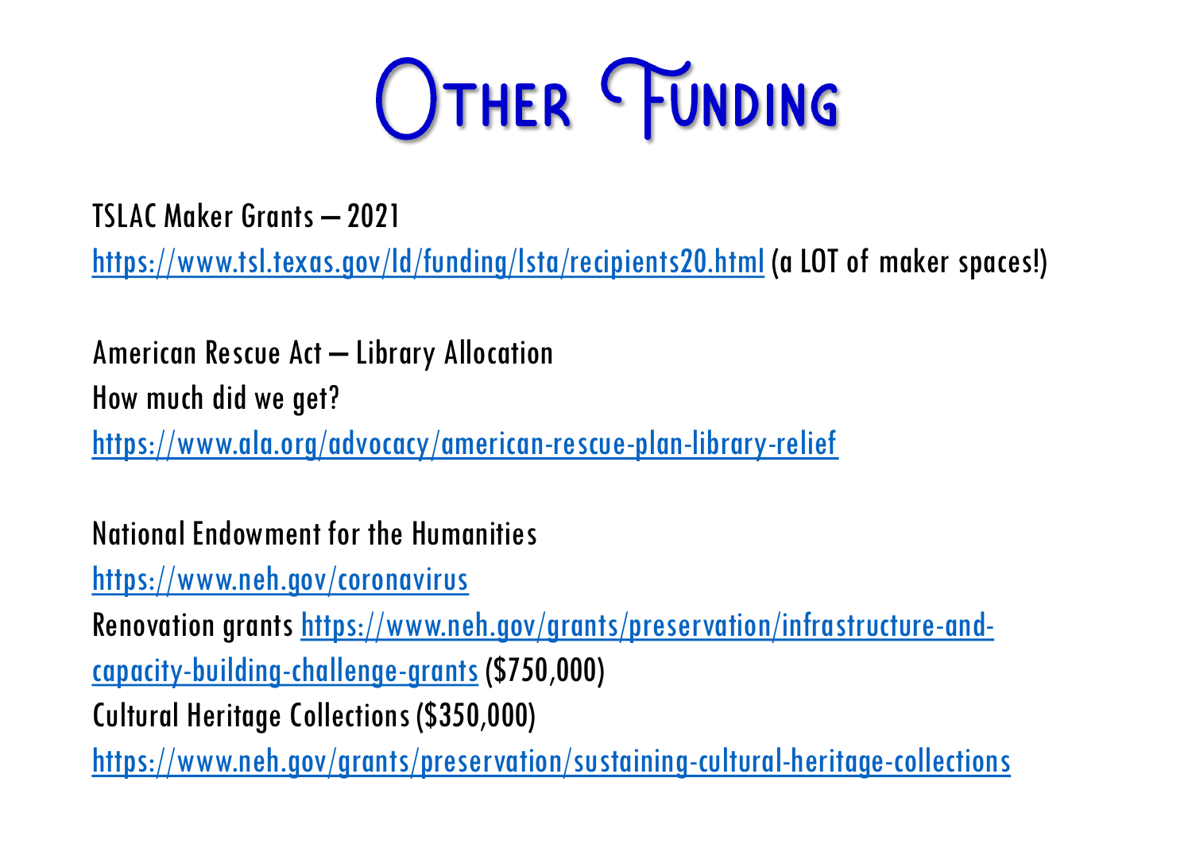# Other Funding

TSLAC Maker Grants – 2021

https://www.tsl.texas.gov/ld/funding/lsta/recipients20.html (a LOT of maker spaces!)

American Rescue Act – Library Allocation

How much did we get?

https://www.ala.org/advocacy/american-rescue-plan-library-relief

National Endowment for the Humanities

https://www.neh.gov/coronavirus

Renovation grants https://www.neh.gov/grants/preservation/infrastructure-and-capacity-building-challenge-grants ($750,000)

Cultural Heritage Collections ($350,000)

https://www.neh.gov/grants/preservation/sustaining-cultural-heritage-collections